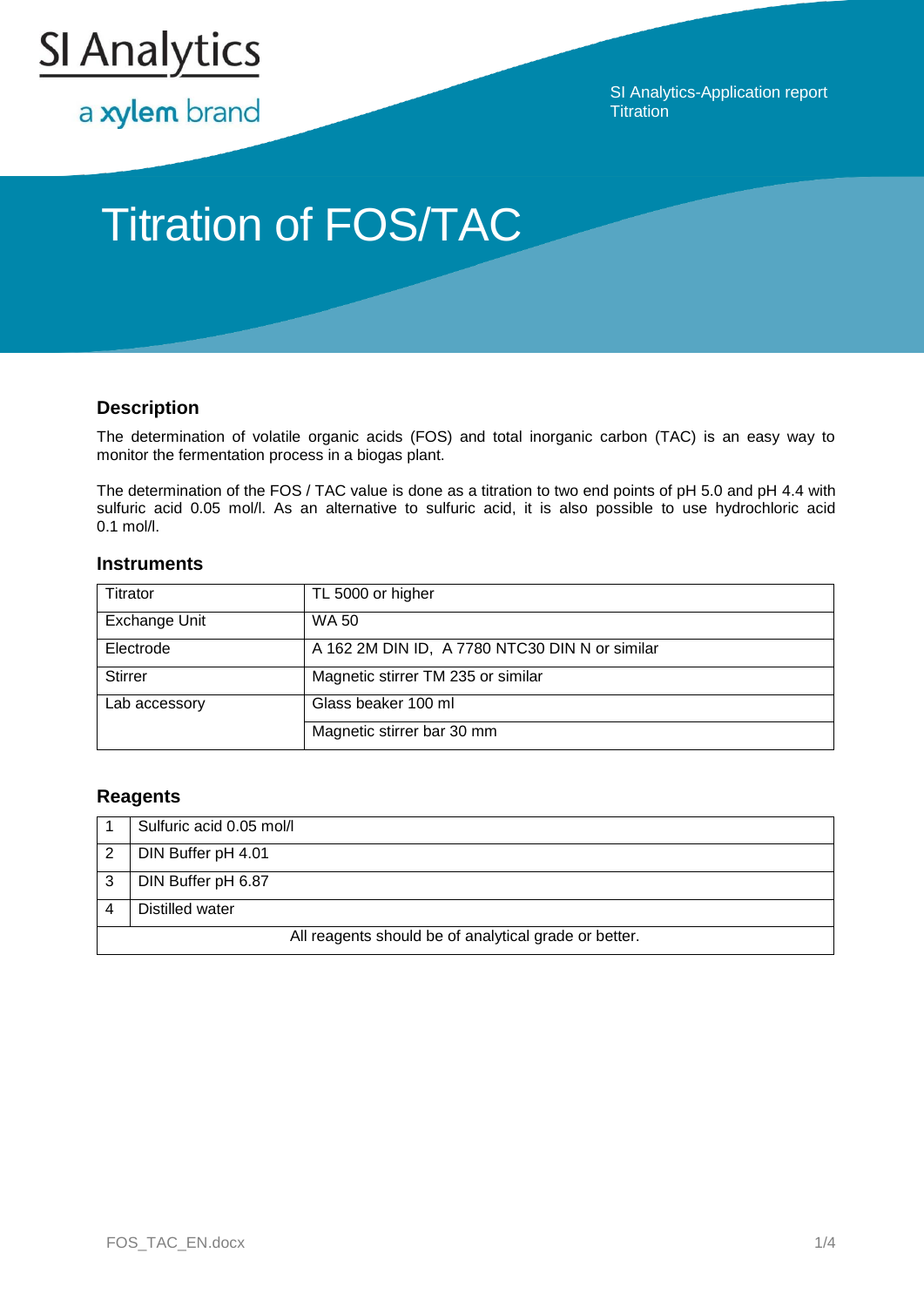SI Analytics

a xylem brand

SI Analytics-Application report
Titration

# Titration of FOS/TAC

## Description

The determination of volatile organic acids (FOS) and total inorganic carbon (TAC) is an easy way to monitor the fermentation process in a biogas plant.

The determination of the FOS / TAC value is done as a titration to two end points of pH 5.0 and pH 4.4 with sulfuric acid 0.05 mol/l. As an alternative to sulfuric acid, it is also possible to use hydrochloric acid 0.1 mol/l.

## Instruments

| | |
|---|---|
| Titrator | TL 5000 or higher |
| Exchange Unit | WA 50 |
| Electrode | A 162 2M DIN ID, A 7780 NTC30 DIN N or similar |
| Stirrer | Magnetic stirrer TM 235 or similar |
| Lab accessory | Glass beaker 100 ml |
| | Magnetic stirrer bar 30 mm |

## Reagents

| | |
|---|---|
| 1 | Sulfuric acid 0.05 mol/l |
| 2 | DIN Buffer pH 4.01 |
| 3 | DIN Buffer pH 6.87 |
| 4 | Distilled water |
| All reagents should be of analytical grade or better. | |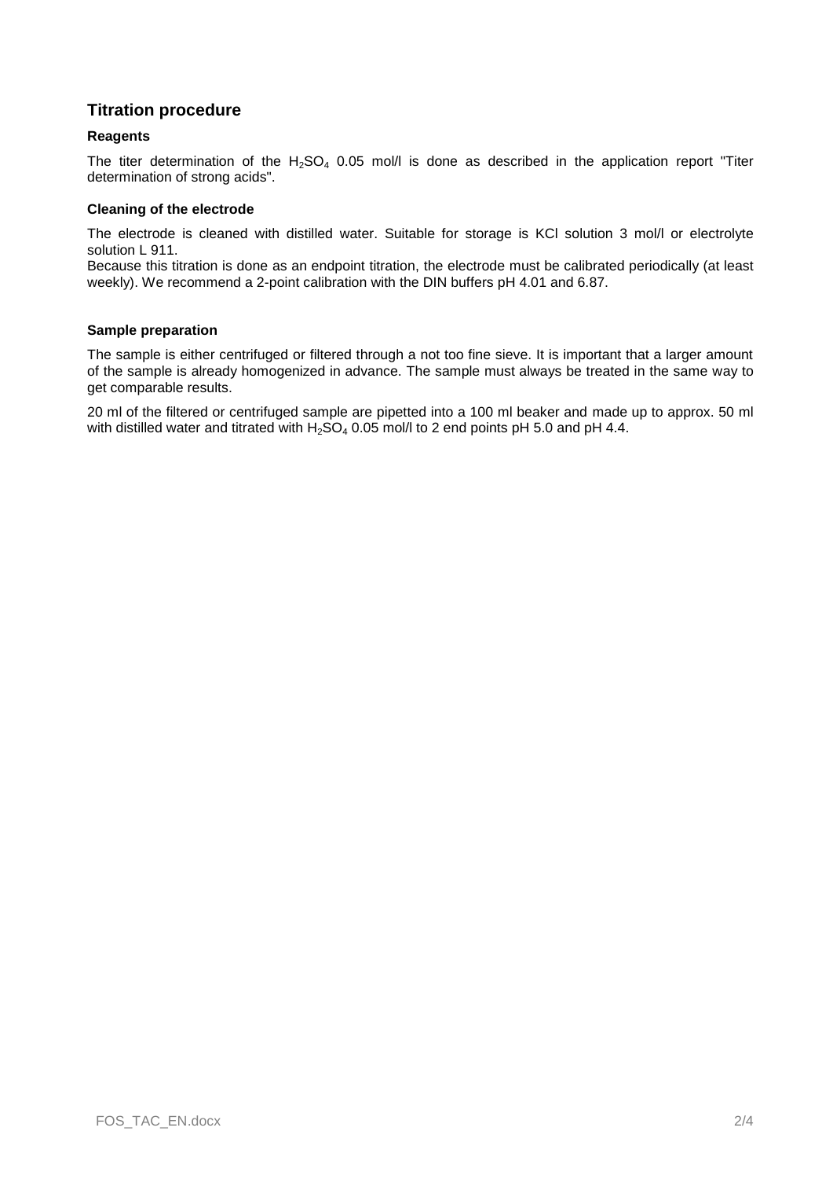## Titration procedure

### Reagents

The titer determination of the $H_2SO_4$ 0.05 mol/l is done as described in the application report "Titer determination of strong acids".

### Cleaning of the electrode

The electrode is cleaned with distilled water. Suitable for storage is KCl solution 3 mol/l or electrolyte solution L 911.

Because this titration is done as an endpoint titration, the electrode must be calibrated periodically (at least weekly). We recommend a 2-point calibration with the DIN buffers pH 4.01 and 6.87.

### Sample preparation

The sample is either centrifuged or filtered through a not too fine sieve. It is important that a larger amount of the sample is already homogenized in advance. The sample must always be treated in the same way to get comparable results.

20 ml of the filtered or centrifuged sample are pipetted into a 100 ml beaker and made up to approx. 50 ml with distilled water and titrated with $H_2SO_4$ 0.05 mol/l to 2 end points pH 5.0 and pH 4.4.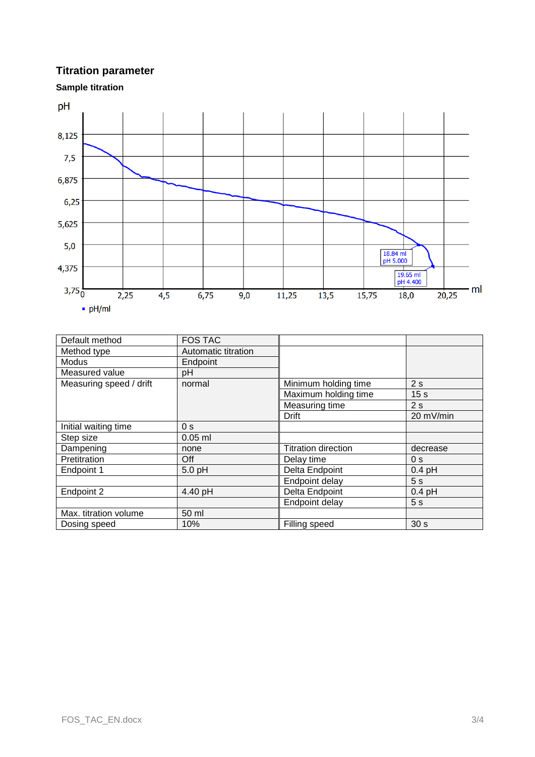## Titration parameter

### Sample titration

| Default method | FOS TAC | | |
|---|---|---|---|
| Method type | Automatic titration | | |
| Modus | Endpoint | | |
| Measured value | pH | | |
| Measuring speed / drift | normal | Minimum holding time | 2 s |
| | | Maximum holding time | 15 s |
| | | Measuring time | 2 s |
| | | Drift | 20 mV/min |
| Initial waiting time | 0 s | | |
| Step size | 0.05 ml | | |
| Dampening | none | Titration direction | decrease |
| Pretitration | Off | Delay time | 0 s |
| Endpoint 1 | 5.0 pH | Delta Endpoint | 0.4 pH |
| | | Endpoint delay | 5 s |
| Endpoint 2 | 4.40 pH | Delta Endpoint | 0.4 pH |
| | | Endpoint delay | 5 s |
| Max. titration volume | 50 ml | | |
| Dosing speed | 10% | Filling speed | 30 s |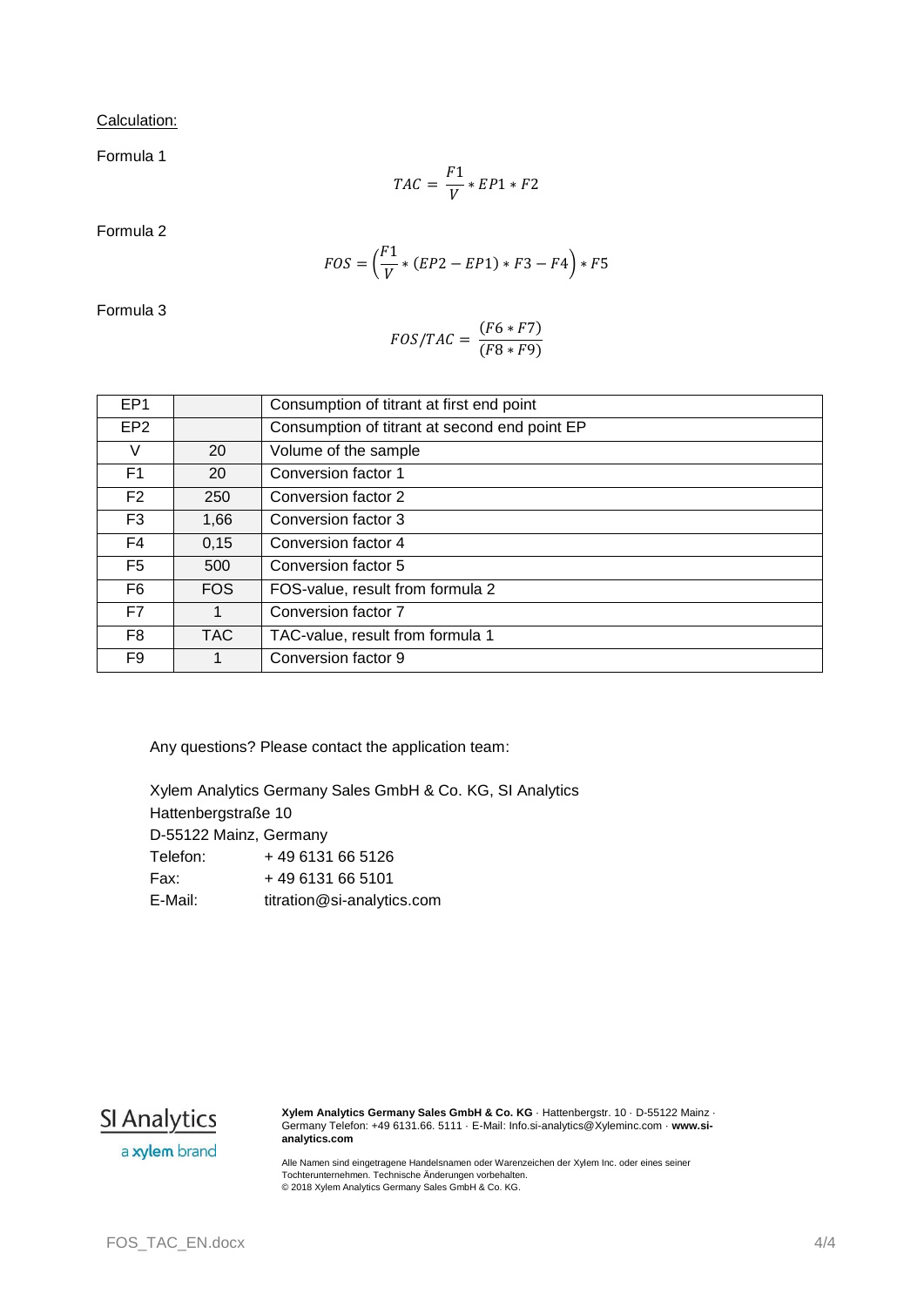Calculation:

Formula 1

$$TAC = \frac{F1}{V} * EP1 * F2$$

Formula 2

$$FOS = \left(\frac{F1}{V} * (EP2 - EP1) * F3 - F4\right) * F5$$

Formula 3

$$FOS/TAC = \frac{(F6 * F7)}{(F8 * F9)}$$

| | | |
|---|---|---|
| EP1 | | Consumption of titrant at first end point |
| EP2 | | Consumption of titrant at second end point EP |
| V | 20 | Volume of the sample |
| F1 | 20 | Conversion factor 1 |
| F2 | 250 | Conversion factor 2 |
| F3 | 1,66 | Conversion factor 3 |
| F4 | 0,15 | Conversion factor 4 |
| F5 | 500 | Conversion factor 5 |
| F6 | FOS | FOS-value, result from formula 2 |
| F7 | 1 | Conversion factor 7 |
| F8 | TAC | TAC-value, result from formula 1 |
| F9 | 1 | Conversion factor 9 |

Any questions? Please contact the application team:

Xylem Analytics Germany Sales GmbH & Co. KG, SI Analytics
Hattenbergstraße 10
D-55122 Mainz, Germany
Telefon: + 49 6131 66 5126
Fax: + 49 6131 66 5101
E-Mail: titration@si-analytics.com

SI Analytics
a xylem brand

**Xylem Analytics Germany Sales GmbH & Co. KG** · Hattenbergstr. 10 · D-55122 Mainz · Germany Telefon: +49 6131.66. 5111 · E-Mail: Info.si-analytics@Xyleminc.com · **www.si-analytics.com**

Alle Namen sind eingetragene Handelsnamen oder Warenzeichen der Xylem Inc. oder eines seiner Tochterunternehmen. Technische Änderungen vorbehalten.
© 2018 Xylem Analytics Germany Sales GmbH & Co. KG.